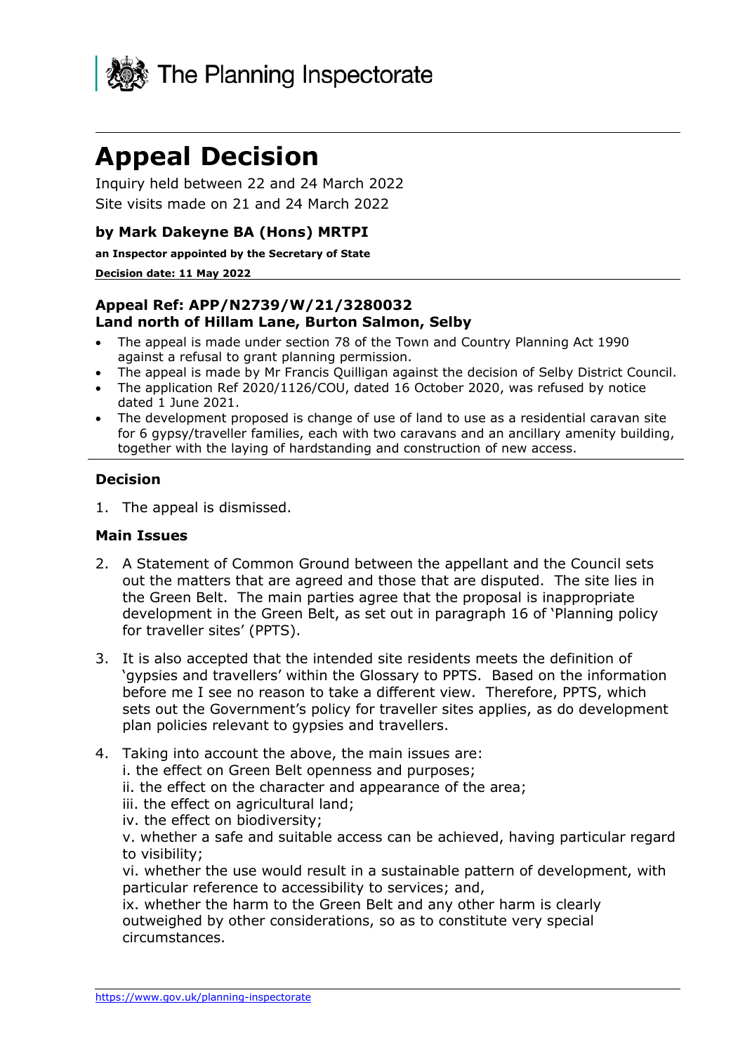The Planning Inspectorate

# Appeal Decision

Inquiry held between 22 and 24 March 2022
Site visits made on 21 and 24 March 2022

### by Mark Dakeyne BA (Hons) MRTPI

**an Inspector appointed by the Secretary of State**

**Decision date: 11 May 2022**

### Appeal Ref: APP/N2739/W/21/3280032
### Land north of Hillam Lane, Burton Salmon, Selby

- The appeal is made under section 78 of the Town and Country Planning Act 1990 against a refusal to grant planning permission.
- The appeal is made by Mr Francis Quilligan against the decision of Selby District Council.
- The application Ref 2020/1126/COU, dated 16 October 2020, was refused by notice dated 1 June 2021.
- The development proposed is change of use of land to use as a residential caravan site for 6 gypsy/traveller families, each with two caravans and an ancillary amenity building, together with the laying of hardstanding and construction of new access.

### Decision

1. The appeal is dismissed.

### Main Issues

2. A Statement of Common Ground between the appellant and the Council sets out the matters that are agreed and those that are disputed. The site lies in the Green Belt. The main parties agree that the proposal is inappropriate development in the Green Belt, as set out in paragraph 16 of 'Planning policy for traveller sites' (PPTS).

3. It is also accepted that the intended site residents meets the definition of 'gypsies and travellers' within the Glossary to PPTS. Based on the information before me I see no reason to take a different view. Therefore, PPTS, which sets out the Government's policy for traveller sites applies, as do development plan policies relevant to gypsies and travellers.

4. Taking into account the above, the main issues are:
   i. the effect on Green Belt openness and purposes;
   ii. the effect on the character and appearance of the area;
   iii. the effect on agricultural land;
   iv. the effect on biodiversity;
   v. whether a safe and suitable access can be achieved, having particular regard to visibility;
   vi. whether the use would result in a sustainable pattern of development, with particular reference to accessibility to services; and,
   ix. whether the harm to the Green Belt and any other harm is clearly outweighed by other considerations, so as to constitute very special circumstances.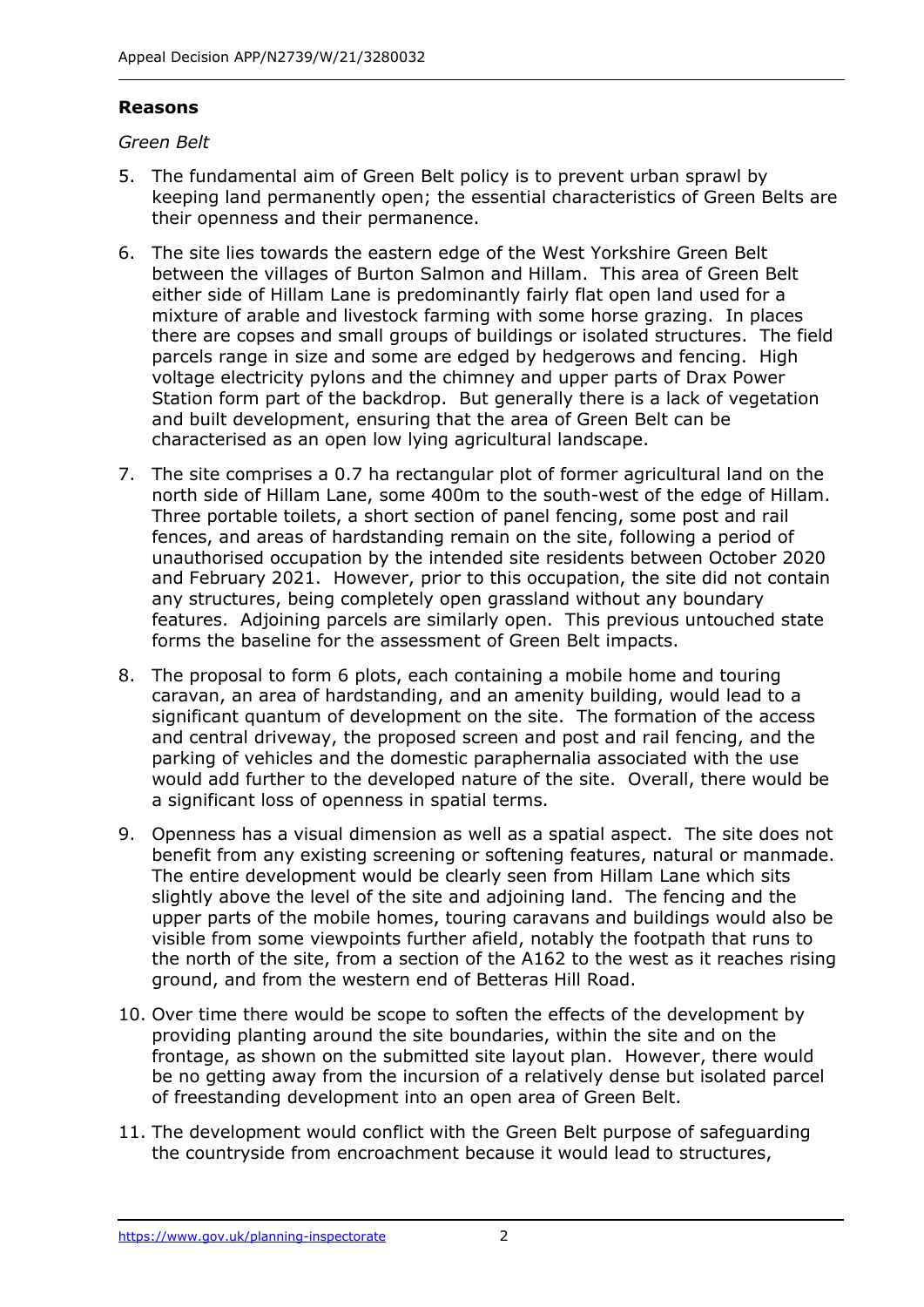## Reasons

*Green Belt*

5. The fundamental aim of Green Belt policy is to prevent urban sprawl by keeping land permanently open; the essential characteristics of Green Belts are their openness and their permanence.

6. The site lies towards the eastern edge of the West Yorkshire Green Belt between the villages of Burton Salmon and Hillam. This area of Green Belt either side of Hillam Lane is predominantly fairly flat open land used for a mixture of arable and livestock farming with some horse grazing. In places there are copses and small groups of buildings or isolated structures. The field parcels range in size and some are edged by hedgerows and fencing. High voltage electricity pylons and the chimney and upper parts of Drax Power Station form part of the backdrop. But generally there is a lack of vegetation and built development, ensuring that the area of Green Belt can be characterised as an open low lying agricultural landscape.

7. The site comprises a 0.7 ha rectangular plot of former agricultural land on the north side of Hillam Lane, some 400m to the south-west of the edge of Hillam. Three portable toilets, a short section of panel fencing, some post and rail fences, and areas of hardstanding remain on the site, following a period of unauthorised occupation by the intended site residents between October 2020 and February 2021. However, prior to this occupation, the site did not contain any structures, being completely open grassland without any boundary features. Adjoining parcels are similarly open. This previous untouched state forms the baseline for the assessment of Green Belt impacts.

8. The proposal to form 6 plots, each containing a mobile home and touring caravan, an area of hardstanding, and an amenity building, would lead to a significant quantum of development on the site. The formation of the access and central driveway, the proposed screen and post and rail fencing, and the parking of vehicles and the domestic paraphernalia associated with the use would add further to the developed nature of the site. Overall, there would be a significant loss of openness in spatial terms.

9. Openness has a visual dimension as well as a spatial aspect. The site does not benefit from any existing screening or softening features, natural or manmade. The entire development would be clearly seen from Hillam Lane which sits slightly above the level of the site and adjoining land. The fencing and the upper parts of the mobile homes, touring caravans and buildings would also be visible from some viewpoints further afield, notably the footpath that runs to the north of the site, from a section of the A162 to the west as it reaches rising ground, and from the western end of Betteras Hill Road.

10. Over time there would be scope to soften the effects of the development by providing planting around the site boundaries, within the site and on the frontage, as shown on the submitted site layout plan. However, there would be no getting away from the incursion of a relatively dense but isolated parcel of freestanding development into an open area of Green Belt.

11. The development would conflict with the Green Belt purpose of safeguarding the countryside from encroachment because it would lead to structures,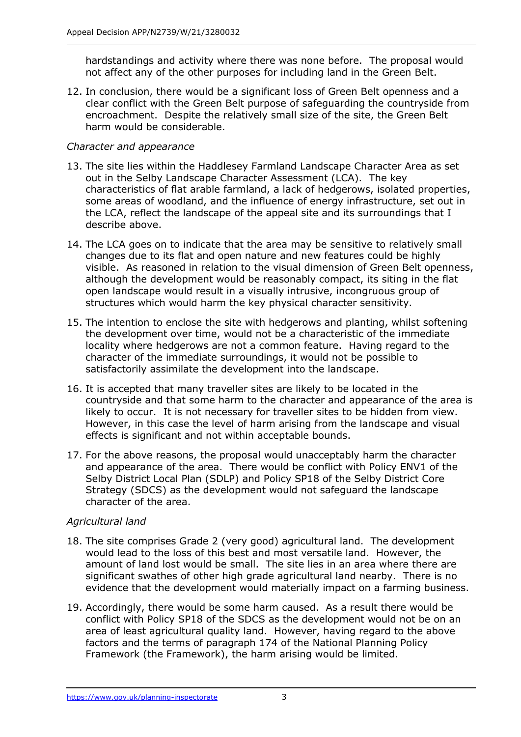hardstandings and activity where there was none before. The proposal would not affect any of the other purposes for including land in the Green Belt.

12. In conclusion, there would be a significant loss of Green Belt openness and a clear conflict with the Green Belt purpose of safeguarding the countryside from encroachment. Despite the relatively small size of the site, the Green Belt harm would be considerable.

*Character and appearance*

13. The site lies within the Haddlesey Farmland Landscape Character Area as set out in the Selby Landscape Character Assessment (LCA). The key characteristics of flat arable farmland, a lack of hedgerows, isolated properties, some areas of woodland, and the influence of energy infrastructure, set out in the LCA, reflect the landscape of the appeal site and its surroundings that I describe above.

14. The LCA goes on to indicate that the area may be sensitive to relatively small changes due to its flat and open nature and new features could be highly visible. As reasoned in relation to the visual dimension of Green Belt openness, although the development would be reasonably compact, its siting in the flat open landscape would result in a visually intrusive, incongruous group of structures which would harm the key physical character sensitivity.

15. The intention to enclose the site with hedgerows and planting, whilst softening the development over time, would not be a characteristic of the immediate locality where hedgerows are not a common feature. Having regard to the character of the immediate surroundings, it would not be possible to satisfactorily assimilate the development into the landscape.

16. It is accepted that many traveller sites are likely to be located in the countryside and that some harm to the character and appearance of the area is likely to occur. It is not necessary for traveller sites to be hidden from view. However, in this case the level of harm arising from the landscape and visual effects is significant and not within acceptable bounds.

17. For the above reasons, the proposal would unacceptably harm the character and appearance of the area. There would be conflict with Policy ENV1 of the Selby District Local Plan (SDLP) and Policy SP18 of the Selby District Core Strategy (SDCS) as the development would not safeguard the landscape character of the area.

*Agricultural land*

18. The site comprises Grade 2 (very good) agricultural land. The development would lead to the loss of this best and most versatile land. However, the amount of land lost would be small. The site lies in an area where there are significant swathes of other high grade agricultural land nearby. There is no evidence that the development would materially impact on a farming business.

19. Accordingly, there would be some harm caused. As a result there would be conflict with Policy SP18 of the SDCS as the development would not be on an area of least agricultural quality land. However, having regard to the above factors and the terms of paragraph 174 of the National Planning Policy Framework (the Framework), the harm arising would be limited.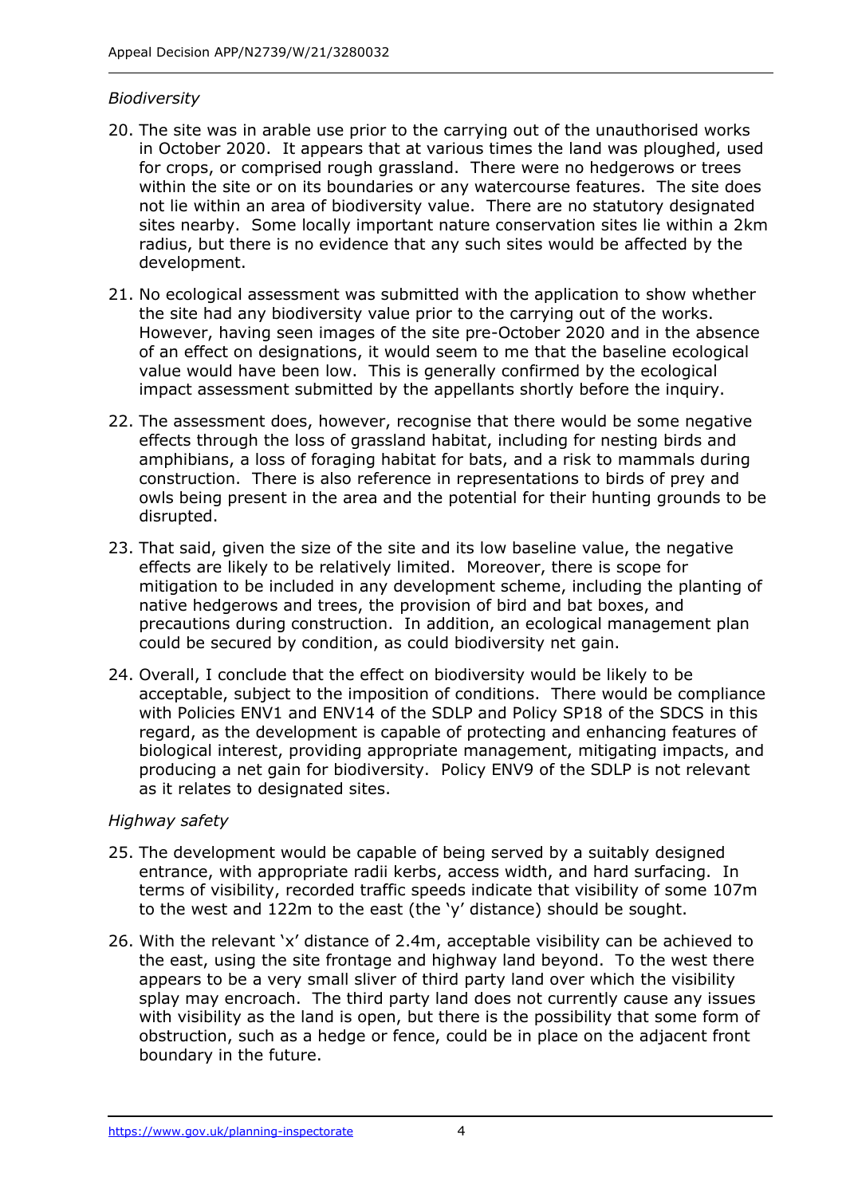*Biodiversity*

20. The site was in arable use prior to the carrying out of the unauthorised works in October 2020. It appears that at various times the land was ploughed, used for crops, or comprised rough grassland. There were no hedgerows or trees within the site or on its boundaries or any watercourse features. The site does not lie within an area of biodiversity value. There are no statutory designated sites nearby. Some locally important nature conservation sites lie within a 2km radius, but there is no evidence that any such sites would be affected by the development.

21. No ecological assessment was submitted with the application to show whether the site had any biodiversity value prior to the carrying out of the works. However, having seen images of the site pre-October 2020 and in the absence of an effect on designations, it would seem to me that the baseline ecological value would have been low. This is generally confirmed by the ecological impact assessment submitted by the appellants shortly before the inquiry.

22. The assessment does, however, recognise that there would be some negative effects through the loss of grassland habitat, including for nesting birds and amphibians, a loss of foraging habitat for bats, and a risk to mammals during construction. There is also reference in representations to birds of prey and owls being present in the area and the potential for their hunting grounds to be disrupted.

23. That said, given the size of the site and its low baseline value, the negative effects are likely to be relatively limited. Moreover, there is scope for mitigation to be included in any development scheme, including the planting of native hedgerows and trees, the provision of bird and bat boxes, and precautions during construction. In addition, an ecological management plan could be secured by condition, as could biodiversity net gain.

24. Overall, I conclude that the effect on biodiversity would be likely to be acceptable, subject to the imposition of conditions. There would be compliance with Policies ENV1 and ENV14 of the SDLP and Policy SP18 of the SDCS in this regard, as the development is capable of protecting and enhancing features of biological interest, providing appropriate management, mitigating impacts, and producing a net gain for biodiversity. Policy ENV9 of the SDLP is not relevant as it relates to designated sites.

*Highway safety*

25. The development would be capable of being served by a suitably designed entrance, with appropriate radii kerbs, access width, and hard surfacing. In terms of visibility, recorded traffic speeds indicate that visibility of some 107m to the west and 122m to the east (the 'y' distance) should be sought.

26. With the relevant 'x' distance of 2.4m, acceptable visibility can be achieved to the east, using the site frontage and highway land beyond. To the west there appears to be a very small sliver of third party land over which the visibility splay may encroach. The third party land does not currently cause any issues with visibility as the land is open, but there is the possibility that some form of obstruction, such as a hedge or fence, could be in place on the adjacent front boundary in the future.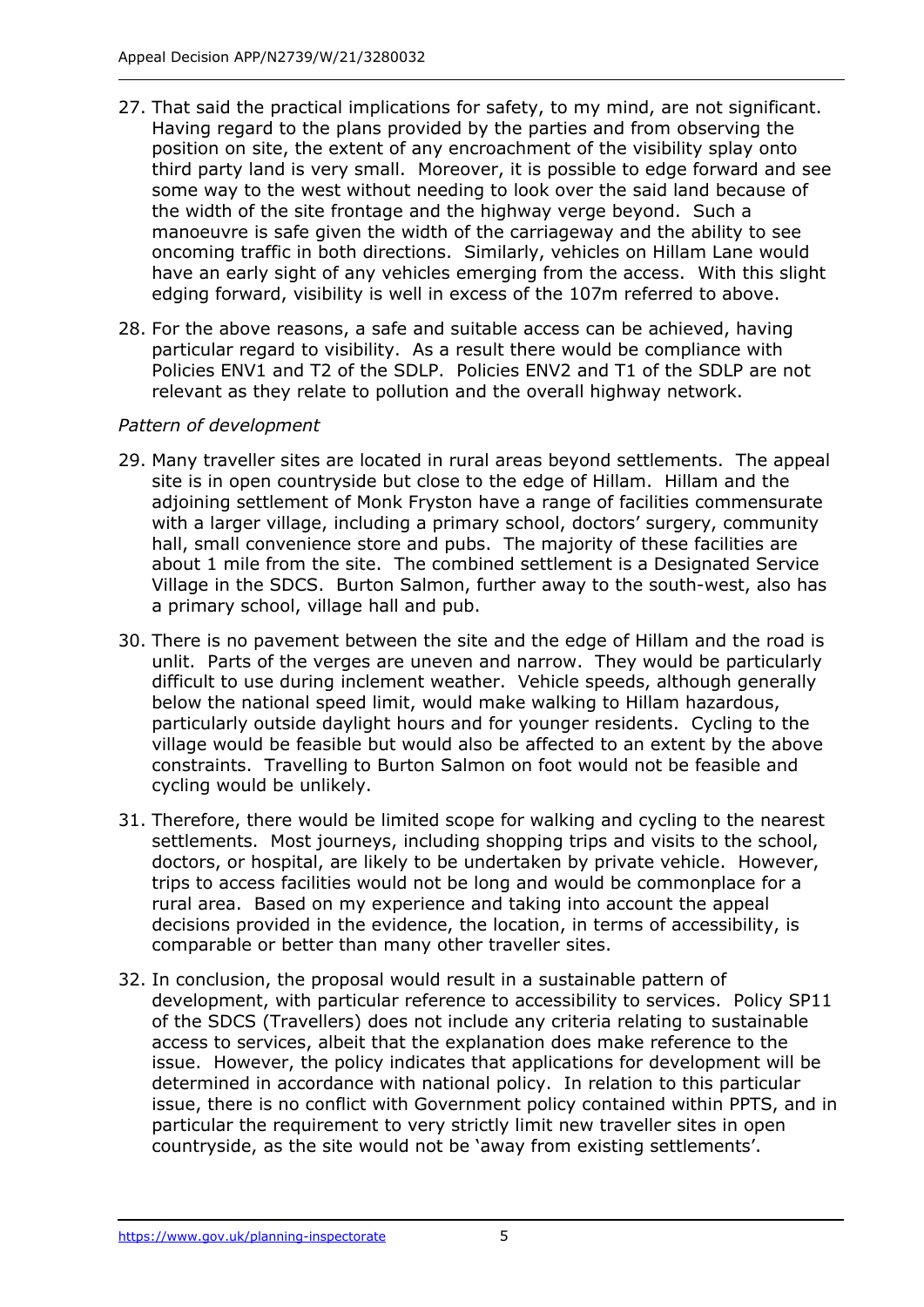27. That said the practical implications for safety, to my mind, are not significant. Having regard to the plans provided by the parties and from observing the position on site, the extent of any encroachment of the visibility splay onto third party land is very small. Moreover, it is possible to edge forward and see some way to the west without needing to look over the said land because of the width of the site frontage and the highway verge beyond. Such a manoeuvre is safe given the width of the carriageway and the ability to see oncoming traffic in both directions. Similarly, vehicles on Hillam Lane would have an early sight of any vehicles emerging from the access. With this slight edging forward, visibility is well in excess of the 107m referred to above.

28. For the above reasons, a safe and suitable access can be achieved, having particular regard to visibility. As a result there would be compliance with Policies ENV1 and T2 of the SDLP. Policies ENV2 and T1 of the SDLP are not relevant as they relate to pollution and the overall highway network.

*Pattern of development*

29. Many traveller sites are located in rural areas beyond settlements. The appeal site is in open countryside but close to the edge of Hillam. Hillam and the adjoining settlement of Monk Fryston have a range of facilities commensurate with a larger village, including a primary school, doctors' surgery, community hall, small convenience store and pubs. The majority of these facilities are about 1 mile from the site. The combined settlement is a Designated Service Village in the SDCS. Burton Salmon, further away to the south-west, also has a primary school, village hall and pub.

30. There is no pavement between the site and the edge of Hillam and the road is unlit. Parts of the verges are uneven and narrow. They would be particularly difficult to use during inclement weather. Vehicle speeds, although generally below the national speed limit, would make walking to Hillam hazardous, particularly outside daylight hours and for younger residents. Cycling to the village would be feasible but would also be affected to an extent by the above constraints. Travelling to Burton Salmon on foot would not be feasible and cycling would be unlikely.

31. Therefore, there would be limited scope for walking and cycling to the nearest settlements. Most journeys, including shopping trips and visits to the school, doctors, or hospital, are likely to be undertaken by private vehicle. However, trips to access facilities would not be long and would be commonplace for a rural area. Based on my experience and taking into account the appeal decisions provided in the evidence, the location, in terms of accessibility, is comparable or better than many other traveller sites.

32. In conclusion, the proposal would result in a sustainable pattern of development, with particular reference to accessibility to services. Policy SP11 of the SDCS (Travellers) does not include any criteria relating to sustainable access to services, albeit that the explanation does make reference to the issue. However, the policy indicates that applications for development will be determined in accordance with national policy. In relation to this particular issue, there is no conflict with Government policy contained within PPTS, and in particular the requirement to very strictly limit new traveller sites in open countryside, as the site would not be 'away from existing settlements'.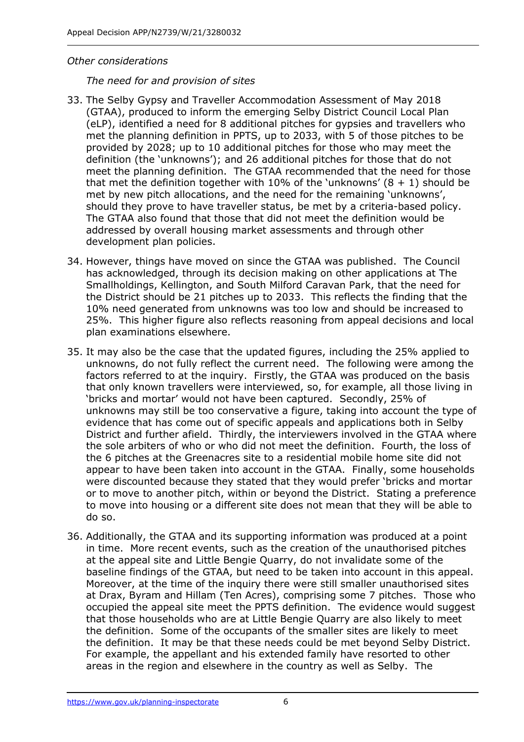*Other considerations*

*The need for and provision of sites*

33. The Selby Gypsy and Traveller Accommodation Assessment of May 2018 (GTAA), produced to inform the emerging Selby District Council Local Plan (eLP), identified a need for 8 additional pitches for gypsies and travellers who met the planning definition in PPTS, up to 2033, with 5 of those pitches to be provided by 2028; up to 10 additional pitches for those who may meet the definition (the 'unknowns'); and 26 additional pitches for those that do not meet the planning definition. The GTAA recommended that the need for those that met the definition together with 10% of the 'unknowns' (8 + 1) should be met by new pitch allocations, and the need for the remaining 'unknowns', should they prove to have traveller status, be met by a criteria-based policy. The GTAA also found that those that did not meet the definition would be addressed by overall housing market assessments and through other development plan policies.

34. However, things have moved on since the GTAA was published. The Council has acknowledged, through its decision making on other applications at The Smallholdings, Kellington, and South Milford Caravan Park, that the need for the District should be 21 pitches up to 2033. This reflects the finding that the 10% need generated from unknowns was too low and should be increased to 25%. This higher figure also reflects reasoning from appeal decisions and local plan examinations elsewhere.

35. It may also be the case that the updated figures, including the 25% applied to unknowns, do not fully reflect the current need. The following were among the factors referred to at the inquiry. Firstly, the GTAA was produced on the basis that only known travellers were interviewed, so, for example, all those living in 'bricks and mortar' would not have been captured. Secondly, 25% of unknowns may still be too conservative a figure, taking into account the type of evidence that has come out of specific appeals and applications both in Selby District and further afield. Thirdly, the interviewers involved in the GTAA where the sole arbiters of who or who did not meet the definition. Fourth, the loss of the 6 pitches at the Greenacres site to a residential mobile home site did not appear to have been taken into account in the GTAA. Finally, some households were discounted because they stated that they would prefer 'bricks and mortar or to move to another pitch, within or beyond the District. Stating a preference to move into housing or a different site does not mean that they will be able to do so.

36. Additionally, the GTAA and its supporting information was produced at a point in time. More recent events, such as the creation of the unauthorised pitches at the appeal site and Little Bengie Quarry, do not invalidate some of the baseline findings of the GTAA, but need to be taken into account in this appeal. Moreover, at the time of the inquiry there were still smaller unauthorised sites at Drax, Byram and Hillam (Ten Acres), comprising some 7 pitches. Those who occupied the appeal site meet the PPTS definition. The evidence would suggest that those households who are at Little Bengie Quarry are also likely to meet the definition. Some of the occupants of the smaller sites are likely to meet the definition. It may be that these needs could be met beyond Selby District. For example, the appellant and his extended family have resorted to other areas in the region and elsewhere in the country as well as Selby. The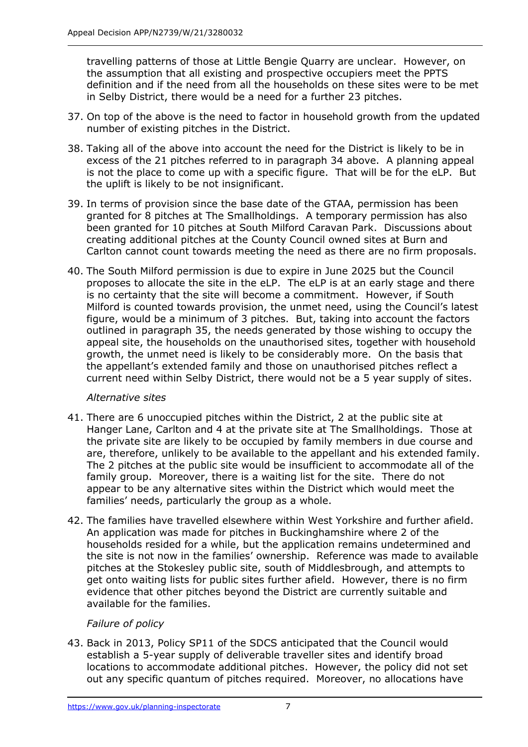travelling patterns of those at Little Bengie Quarry are unclear. However, on the assumption that all existing and prospective occupiers meet the PPTS definition and if the need from all the households on these sites were to be met in Selby District, there would be a need for a further 23 pitches.

37. On top of the above is the need to factor in household growth from the updated number of existing pitches in the District.

38. Taking all of the above into account the need for the District is likely to be in excess of the 21 pitches referred to in paragraph 34 above. A planning appeal is not the place to come up with a specific figure. That will be for the eLP. But the uplift is likely to be not insignificant.

39. In terms of provision since the base date of the GTAA, permission has been granted for 8 pitches at The Smallholdings. A temporary permission has also been granted for 10 pitches at South Milford Caravan Park. Discussions about creating additional pitches at the County Council owned sites at Burn and Carlton cannot count towards meeting the need as there are no firm proposals.

40. The South Milford permission is due to expire in June 2025 but the Council proposes to allocate the site in the eLP. The eLP is at an early stage and there is no certainty that the site will become a commitment. However, if South Milford is counted towards provision, the unmet need, using the Council's latest figure, would be a minimum of 3 pitches. But, taking into account the factors outlined in paragraph 35, the needs generated by those wishing to occupy the appeal site, the households on the unauthorised sites, together with household growth, the unmet need is likely to be considerably more. On the basis that the appellant's extended family and those on unauthorised pitches reflect a current need within Selby District, there would not be a 5 year supply of sites.

*Alternative sites*

41. There are 6 unoccupied pitches within the District, 2 at the public site at Hanger Lane, Carlton and 4 at the private site at The Smallholdings. Those at the private site are likely to be occupied by family members in due course and are, therefore, unlikely to be available to the appellant and his extended family. The 2 pitches at the public site would be insufficient to accommodate all of the family group. Moreover, there is a waiting list for the site. There do not appear to be any alternative sites within the District which would meet the families' needs, particularly the group as a whole.

42. The families have travelled elsewhere within West Yorkshire and further afield. An application was made for pitches in Buckinghamshire where 2 of the households resided for a while, but the application remains undetermined and the site is not now in the families' ownership. Reference was made to available pitches at the Stokesley public site, south of Middlesbrough, and attempts to get onto waiting lists for public sites further afield. However, there is no firm evidence that other pitches beyond the District are currently suitable and available for the families.

*Failure of policy*

43. Back in 2013, Policy SP11 of the SDCS anticipated that the Council would establish a 5-year supply of deliverable traveller sites and identify broad locations to accommodate additional pitches. However, the policy did not set out any specific quantum of pitches required. Moreover, no allocations have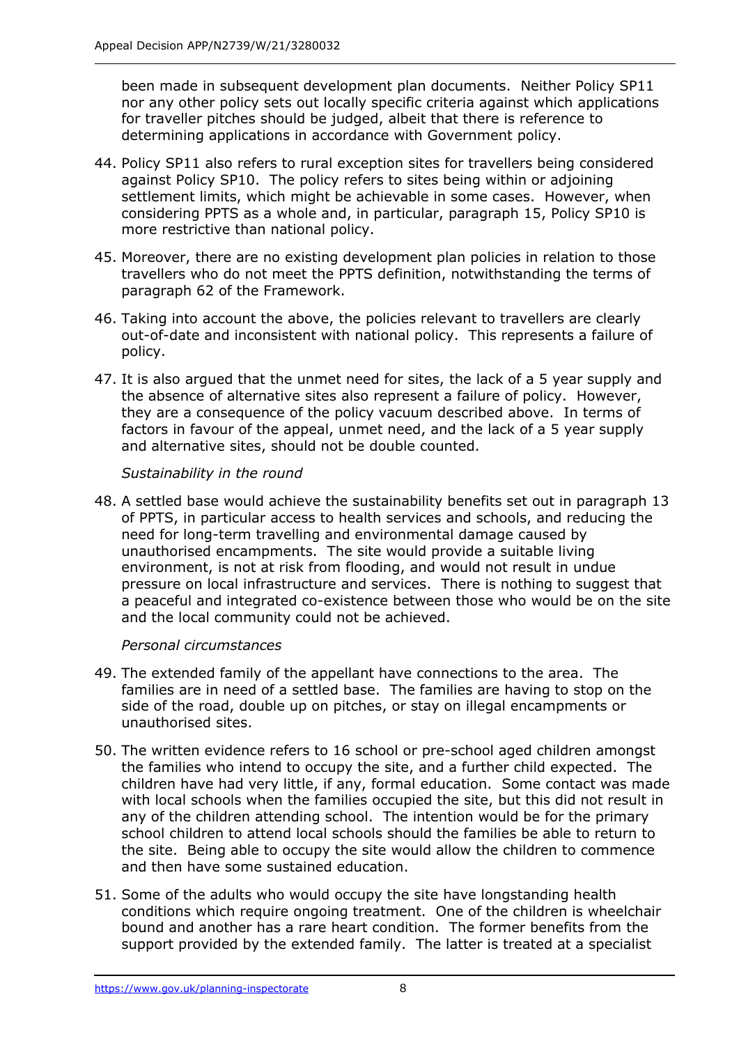been made in subsequent development plan documents. Neither Policy SP11 nor any other policy sets out locally specific criteria against which applications for traveller pitches should be judged, albeit that there is reference to determining applications in accordance with Government policy.

44. Policy SP11 also refers to rural exception sites for travellers being considered against Policy SP10. The policy refers to sites being within or adjoining settlement limits, which might be achievable in some cases. However, when considering PPTS as a whole and, in particular, paragraph 15, Policy SP10 is more restrictive than national policy.

45. Moreover, there are no existing development plan policies in relation to those travellers who do not meet the PPTS definition, notwithstanding the terms of paragraph 62 of the Framework.

46. Taking into account the above, the policies relevant to travellers are clearly out-of-date and inconsistent with national policy. This represents a failure of policy.

47. It is also argued that the unmet need for sites, the lack of a 5 year supply and the absence of alternative sites also represent a failure of policy. However, they are a consequence of the policy vacuum described above. In terms of factors in favour of the appeal, unmet need, and the lack of a 5 year supply and alternative sites, should not be double counted.

*Sustainability in the round*

48. A settled base would achieve the sustainability benefits set out in paragraph 13 of PPTS, in particular access to health services and schools, and reducing the need for long-term travelling and environmental damage caused by unauthorised encampments. The site would provide a suitable living environment, is not at risk from flooding, and would not result in undue pressure on local infrastructure and services. There is nothing to suggest that a peaceful and integrated co-existence between those who would be on the site and the local community could not be achieved.

*Personal circumstances*

49. The extended family of the appellant have connections to the area. The families are in need of a settled base. The families are having to stop on the side of the road, double up on pitches, or stay on illegal encampments or unauthorised sites.

50. The written evidence refers to 16 school or pre-school aged children amongst the families who intend to occupy the site, and a further child expected. The children have had very little, if any, formal education. Some contact was made with local schools when the families occupied the site, but this did not result in any of the children attending school. The intention would be for the primary school children to attend local schools should the families be able to return to the site. Being able to occupy the site would allow the children to commence and then have some sustained education.

51. Some of the adults who would occupy the site have longstanding health conditions which require ongoing treatment. One of the children is wheelchair bound and another has a rare heart condition. The former benefits from the support provided by the extended family. The latter is treated at a specialist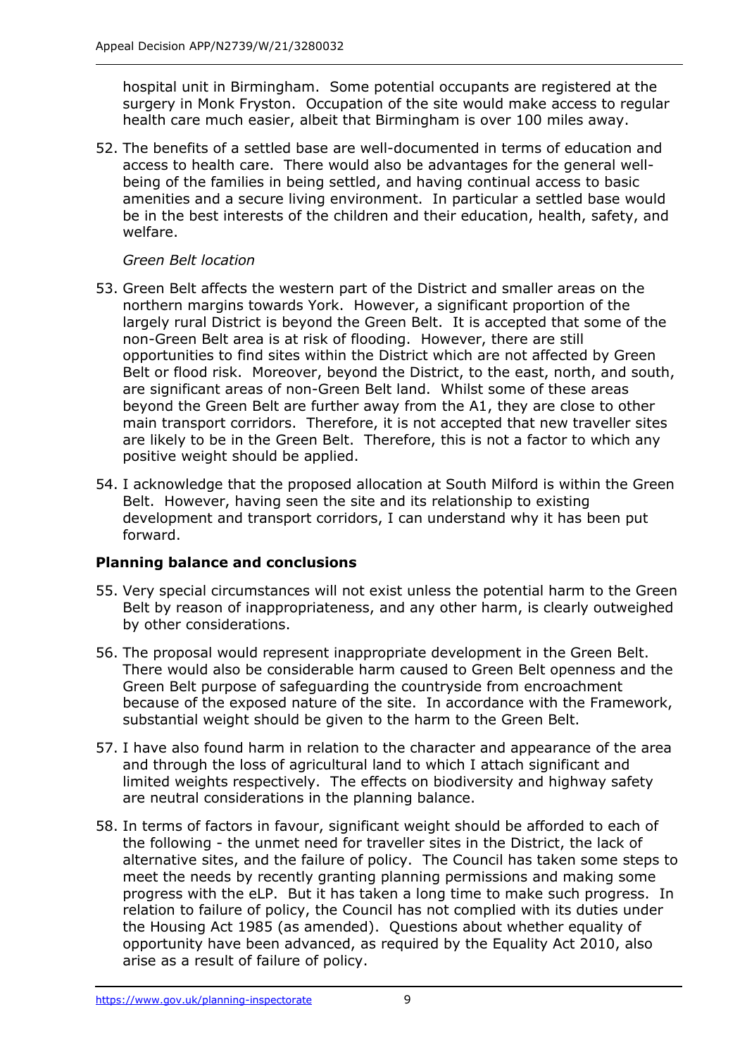hospital unit in Birmingham. Some potential occupants are registered at the surgery in Monk Fryston. Occupation of the site would make access to regular health care much easier, albeit that Birmingham is over 100 miles away.

52. The benefits of a settled base are well-documented in terms of education and access to health care. There would also be advantages for the general well-being of the families in being settled, and having continual access to basic amenities and a secure living environment. In particular a settled base would be in the best interests of the children and their education, health, safety, and welfare.

*Green Belt location*

53. Green Belt affects the western part of the District and smaller areas on the northern margins towards York. However, a significant proportion of the largely rural District is beyond the Green Belt. It is accepted that some of the non-Green Belt area is at risk of flooding. However, there are still opportunities to find sites within the District which are not affected by Green Belt or flood risk. Moreover, beyond the District, to the east, north, and south, are significant areas of non-Green Belt land. Whilst some of these areas beyond the Green Belt are further away from the A1, they are close to other main transport corridors. Therefore, it is not accepted that new traveller sites are likely to be in the Green Belt. Therefore, this is not a factor to which any positive weight should be applied.

54. I acknowledge that the proposed allocation at South Milford is within the Green Belt. However, having seen the site and its relationship to existing development and transport corridors, I can understand why it has been put forward.

## Planning balance and conclusions

55. Very special circumstances will not exist unless the potential harm to the Green Belt by reason of inappropriateness, and any other harm, is clearly outweighed by other considerations.

56. The proposal would represent inappropriate development in the Green Belt. There would also be considerable harm caused to Green Belt openness and the Green Belt purpose of safeguarding the countryside from encroachment because of the exposed nature of the site. In accordance with the Framework, substantial weight should be given to the harm to the Green Belt.

57. I have also found harm in relation to the character and appearance of the area and through the loss of agricultural land to which I attach significant and limited weights respectively. The effects on biodiversity and highway safety are neutral considerations in the planning balance.

58. In terms of factors in favour, significant weight should be afforded to each of the following - the unmet need for traveller sites in the District, the lack of alternative sites, and the failure of policy. The Council has taken some steps to meet the needs by recently granting planning permissions and making some progress with the eLP. But it has taken a long time to make such progress. In relation to failure of policy, the Council has not complied with its duties under the Housing Act 1985 (as amended). Questions about whether equality of opportunity have been advanced, as required by the Equality Act 2010, also arise as a result of failure of policy.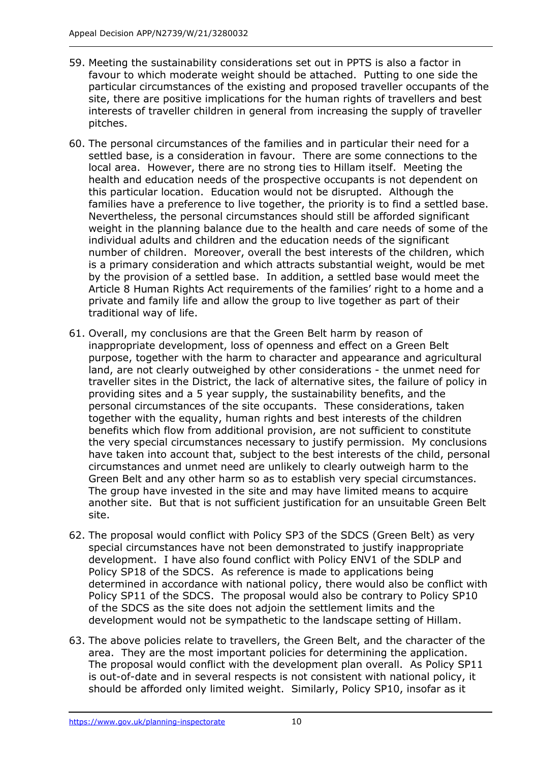59. Meeting the sustainability considerations set out in PPTS is also a factor in favour to which moderate weight should be attached. Putting to one side the particular circumstances of the existing and proposed traveller occupants of the site, there are positive implications for the human rights of travellers and best interests of traveller children in general from increasing the supply of traveller pitches.

60. The personal circumstances of the families and in particular their need for a settled base, is a consideration in favour. There are some connections to the local area. However, there are no strong ties to Hillam itself. Meeting the health and education needs of the prospective occupants is not dependent on this particular location. Education would not be disrupted. Although the families have a preference to live together, the priority is to find a settled base. Nevertheless, the personal circumstances should still be afforded significant weight in the planning balance due to the health and care needs of some of the individual adults and children and the education needs of the significant number of children. Moreover, overall the best interests of the children, which is a primary consideration and which attracts substantial weight, would be met by the provision of a settled base. In addition, a settled base would meet the Article 8 Human Rights Act requirements of the families' right to a home and a private and family life and allow the group to live together as part of their traditional way of life.

61. Overall, my conclusions are that the Green Belt harm by reason of inappropriate development, loss of openness and effect on a Green Belt purpose, together with the harm to character and appearance and agricultural land, are not clearly outweighed by other considerations - the unmet need for traveller sites in the District, the lack of alternative sites, the failure of policy in providing sites and a 5 year supply, the sustainability benefits, and the personal circumstances of the site occupants. These considerations, taken together with the equality, human rights and best interests of the children benefits which flow from additional provision, are not sufficient to constitute the very special circumstances necessary to justify permission. My conclusions have taken into account that, subject to the best interests of the child, personal circumstances and unmet need are unlikely to clearly outweigh harm to the Green Belt and any other harm so as to establish very special circumstances. The group have invested in the site and may have limited means to acquire another site. But that is not sufficient justification for an unsuitable Green Belt site.

62. The proposal would conflict with Policy SP3 of the SDCS (Green Belt) as very special circumstances have not been demonstrated to justify inappropriate development. I have also found conflict with Policy ENV1 of the SDLP and Policy SP18 of the SDCS. As reference is made to applications being determined in accordance with national policy, there would also be conflict with Policy SP11 of the SDCS. The proposal would also be contrary to Policy SP10 of the SDCS as the site does not adjoin the settlement limits and the development would not be sympathetic to the landscape setting of Hillam.

63. The above policies relate to travellers, the Green Belt, and the character of the area. They are the most important policies for determining the application. The proposal would conflict with the development plan overall. As Policy SP11 is out-of-date and in several respects is not consistent with national policy, it should be afforded only limited weight. Similarly, Policy SP10, insofar as it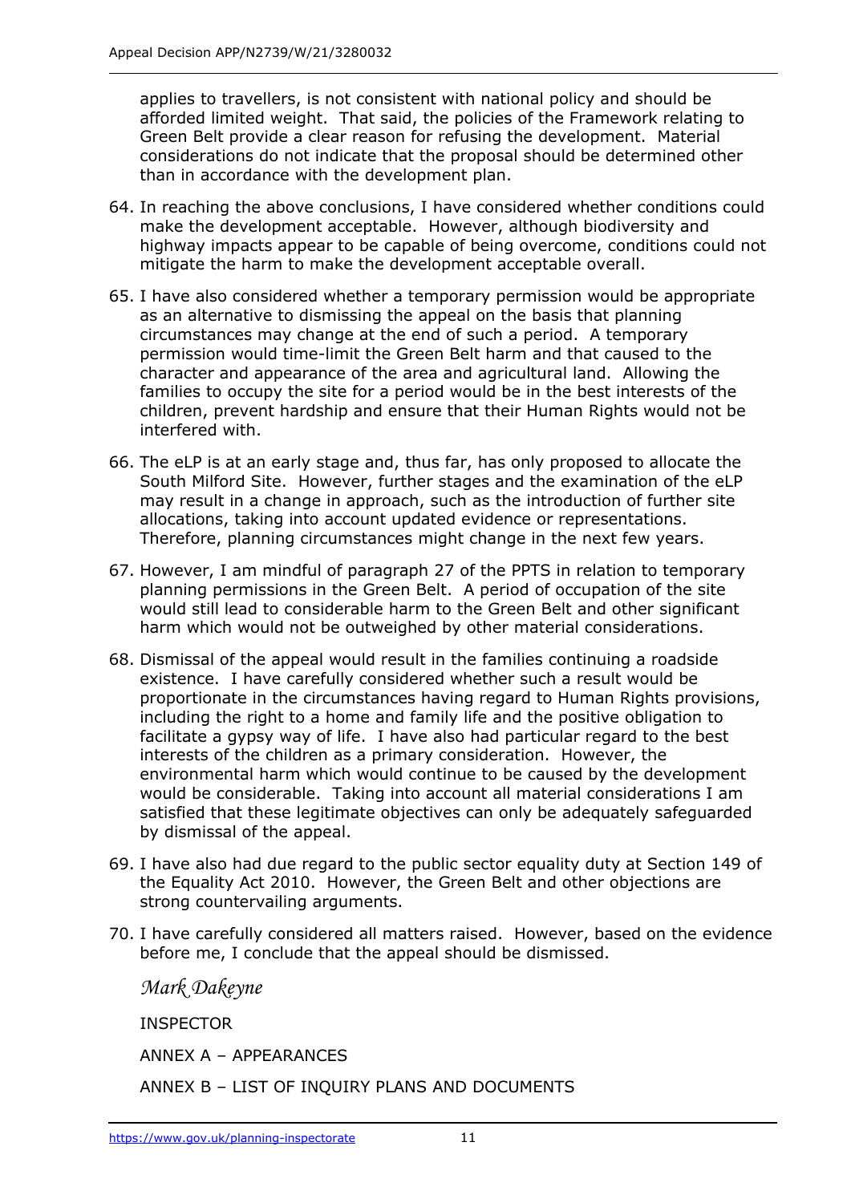applies to travellers, is not consistent with national policy and should be afforded limited weight. That said, the policies of the Framework relating to Green Belt provide a clear reason for refusing the development. Material considerations do not indicate that the proposal should be determined other than in accordance with the development plan.

64. In reaching the above conclusions, I have considered whether conditions could make the development acceptable. However, although biodiversity and highway impacts appear to be capable of being overcome, conditions could not mitigate the harm to make the development acceptable overall.

65. I have also considered whether a temporary permission would be appropriate as an alternative to dismissing the appeal on the basis that planning circumstances may change at the end of such a period. A temporary permission would time-limit the Green Belt harm and that caused to the character and appearance of the area and agricultural land. Allowing the families to occupy the site for a period would be in the best interests of the children, prevent hardship and ensure that their Human Rights would not be interfered with.

66. The eLP is at an early stage and, thus far, has only proposed to allocate the South Milford Site. However, further stages and the examination of the eLP may result in a change in approach, such as the introduction of further site allocations, taking into account updated evidence or representations. Therefore, planning circumstances might change in the next few years.

67. However, I am mindful of paragraph 27 of the PPTS in relation to temporary planning permissions in the Green Belt. A period of occupation of the site would still lead to considerable harm to the Green Belt and other significant harm which would not be outweighed by other material considerations.

68. Dismissal of the appeal would result in the families continuing a roadside existence. I have carefully considered whether such a result would be proportionate in the circumstances having regard to Human Rights provisions, including the right to a home and family life and the positive obligation to facilitate a gypsy way of life. I have also had particular regard to the best interests of the children as a primary consideration. However, the environmental harm which would continue to be caused by the development would be considerable. Taking into account all material considerations I am satisfied that these legitimate objectives can only be adequately safeguarded by dismissal of the appeal.

69. I have also had due regard to the public sector equality duty at Section 149 of the Equality Act 2010. However, the Green Belt and other objections are strong countervailing arguments.

70. I have carefully considered all matters raised. However, based on the evidence before me, I conclude that the appeal should be dismissed.

*Mark Dakeyne*

INSPECTOR

ANNEX A – APPEARANCES

ANNEX B – LIST OF INQUIRY PLANS AND DOCUMENTS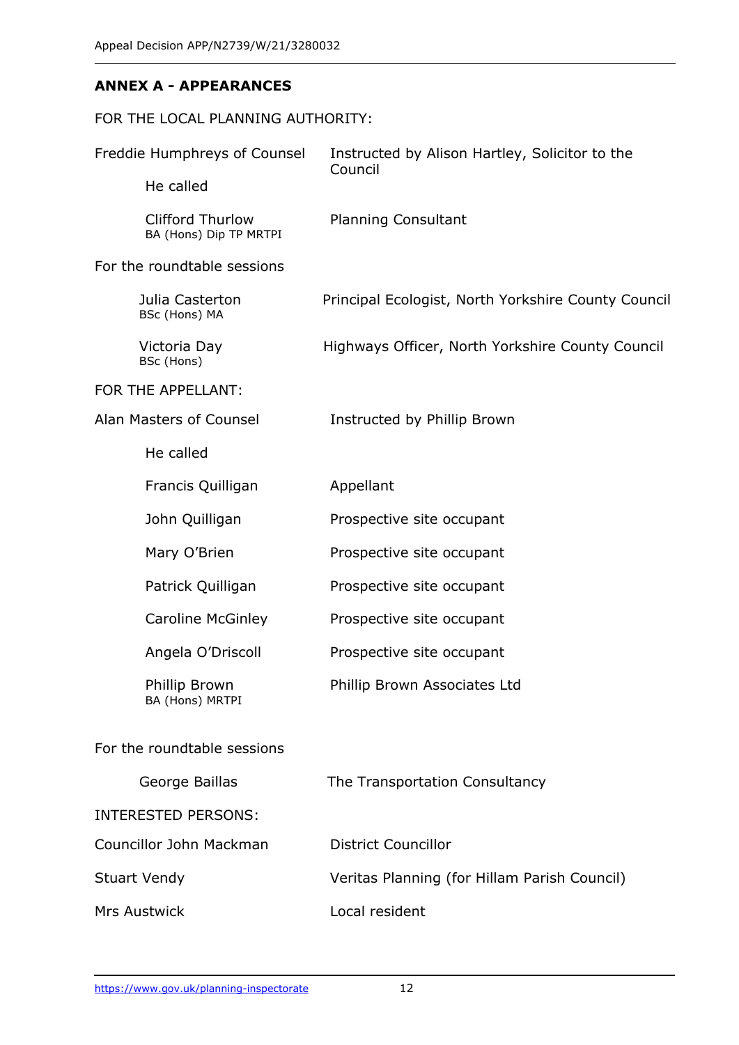## ANNEX A - APPEARANCES

FOR THE LOCAL PLANNING AUTHORITY:

| | |
|---|---|
| Freddie Humphreys of Counsel | Instructed by Alison Hartley, Solicitor to the Council |
| He called | |
| Clifford Thurlow<br>BA (Hons) Dip TP MRTPI | Planning Consultant |

For the roundtable sessions

| | |
|---|---|
| Julia Casterton<br>BSc (Hons) MA | Principal Ecologist, North Yorkshire County Council |
| Victoria Day<br>BSc (Hons) | Highways Officer, North Yorkshire County Council |

FOR THE APPELLANT:

| | |
|---|---|
| Alan Masters of Counsel | Instructed by Phillip Brown |
| He called | |
| Francis Quilligan | Appellant |
| John Quilligan | Prospective site occupant |
| Mary O'Brien | Prospective site occupant |
| Patrick Quilligan | Prospective site occupant |
| Caroline McGinley | Prospective site occupant |
| Angela O'Driscoll | Prospective site occupant |
| Phillip Brown<br>BA (Hons) MRTPI | Phillip Brown Associates Ltd |

For the roundtable sessions

| | |
|---|---|
| George Baillas | The Transportation Consultancy |

INTERESTED PERSONS:

| | |
|---|---|
| Councillor John Mackman | District Councillor |
| Stuart Vendy | Veritas Planning (for Hillam Parish Council) |
| Mrs Austwick | Local resident |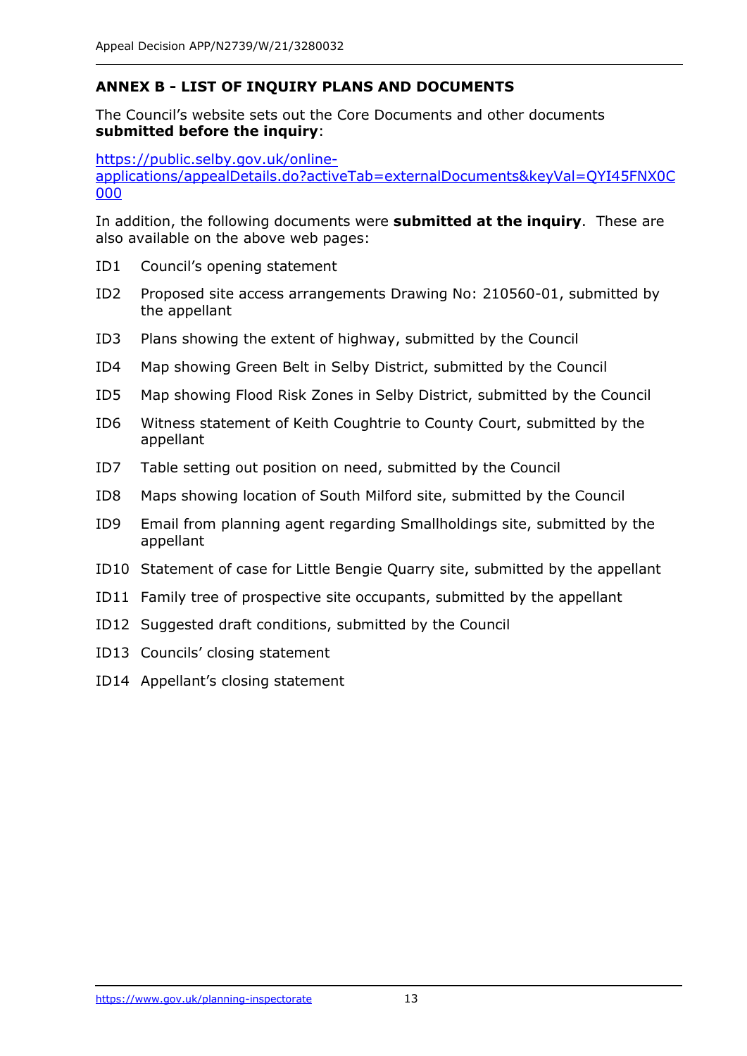## ANNEX B - LIST OF INQUIRY PLANS AND DOCUMENTS

The Council's website sets out the Core Documents and other documents **submitted before the inquiry**:

https://public.selby.gov.uk/online-applications/appealDetails.do?activeTab=externalDocuments&keyVal=QYI45FNX0C000

In addition, the following documents were **submitted at the inquiry**. These are also available on the above web pages:

- ID1 Council's opening statement
- ID2 Proposed site access arrangements Drawing No: 210560-01, submitted by the appellant
- ID3 Plans showing the extent of highway, submitted by the Council
- ID4 Map showing Green Belt in Selby District, submitted by the Council
- ID5 Map showing Flood Risk Zones in Selby District, submitted by the Council
- ID6 Witness statement of Keith Coughtrie to County Court, submitted by the appellant
- ID7 Table setting out position on need, submitted by the Council
- ID8 Maps showing location of South Milford site, submitted by the Council
- ID9 Email from planning agent regarding Smallholdings site, submitted by the appellant
- ID10 Statement of case for Little Bengie Quarry site, submitted by the appellant
- ID11 Family tree of prospective site occupants, submitted by the appellant
- ID12 Suggested draft conditions, submitted by the Council
- ID13 Councils' closing statement
- ID14 Appellant's closing statement